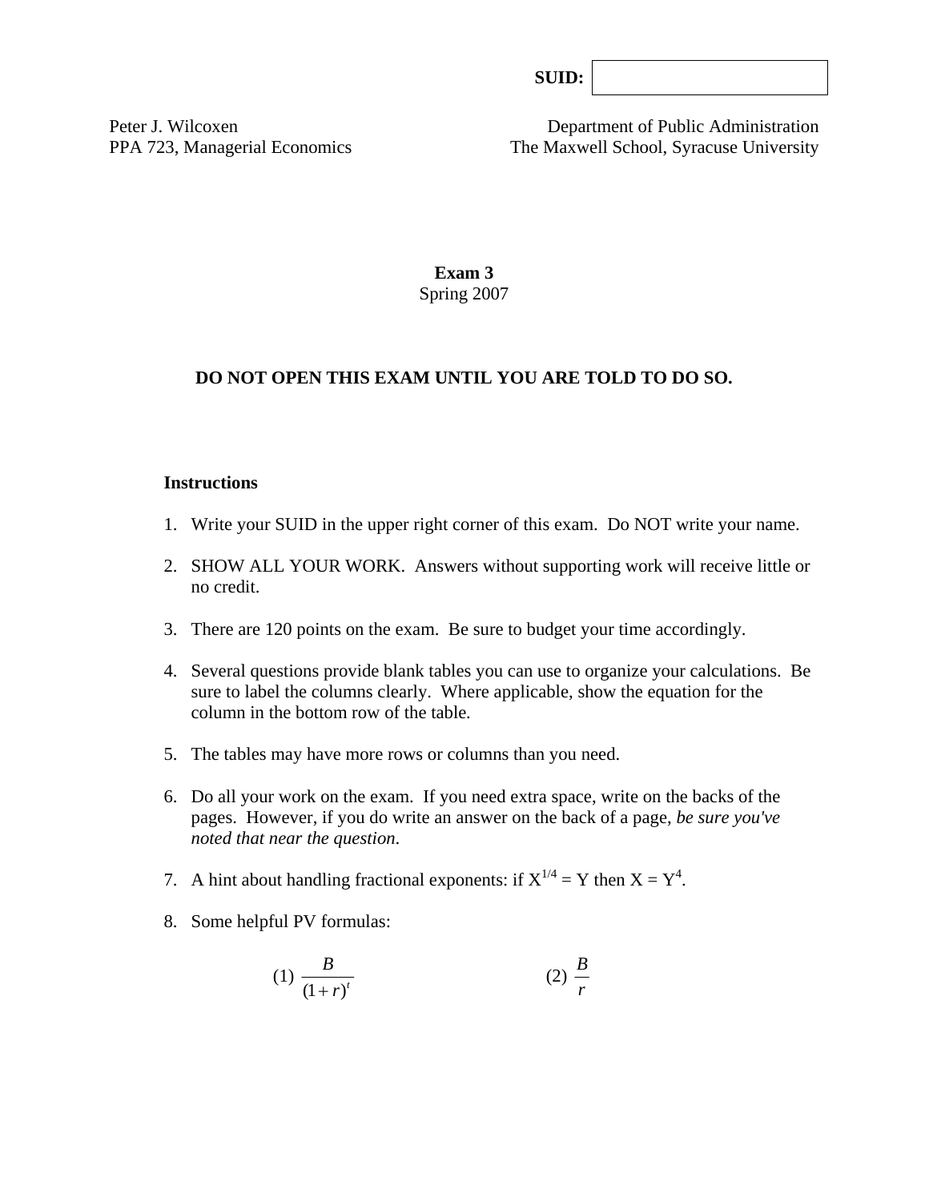SUID:

Peter J. Wilcoxen
PPA 723, Managerial Economics

Department of Public Administration
The Maxwell School, Syracuse University

**Exam 3**
Spring 2007

**DO NOT OPEN THIS EXAM UNTIL YOU ARE TOLD TO DO SO.**

**Instructions**

1. Write your SUID in the upper right corner of this exam. Do NOT write your name.
2. SHOW ALL YOUR WORK. Answers without supporting work will receive little or no credit.
3. There are 120 points on the exam. Be sure to budget your time accordingly.
4. Several questions provide blank tables you can use to organize your calculations. Be sure to label the columns clearly. Where applicable, show the equation for the column in the bottom row of the table.
5. The tables may have more rows or columns than you need.
6. Do all your work on the exam. If you need extra space, write on the backs of the pages. However, if you do write an answer on the back of a page, *be sure you've noted that near the question*.
7. A hint about handling fractional exponents: if $X^{1/4} = Y$ then $X = Y^4$.
8. Some helpful PV formulas:

$$(1)\ \frac{B}{(1+r)^t} \qquad\qquad (2)\ \frac{B}{r}$$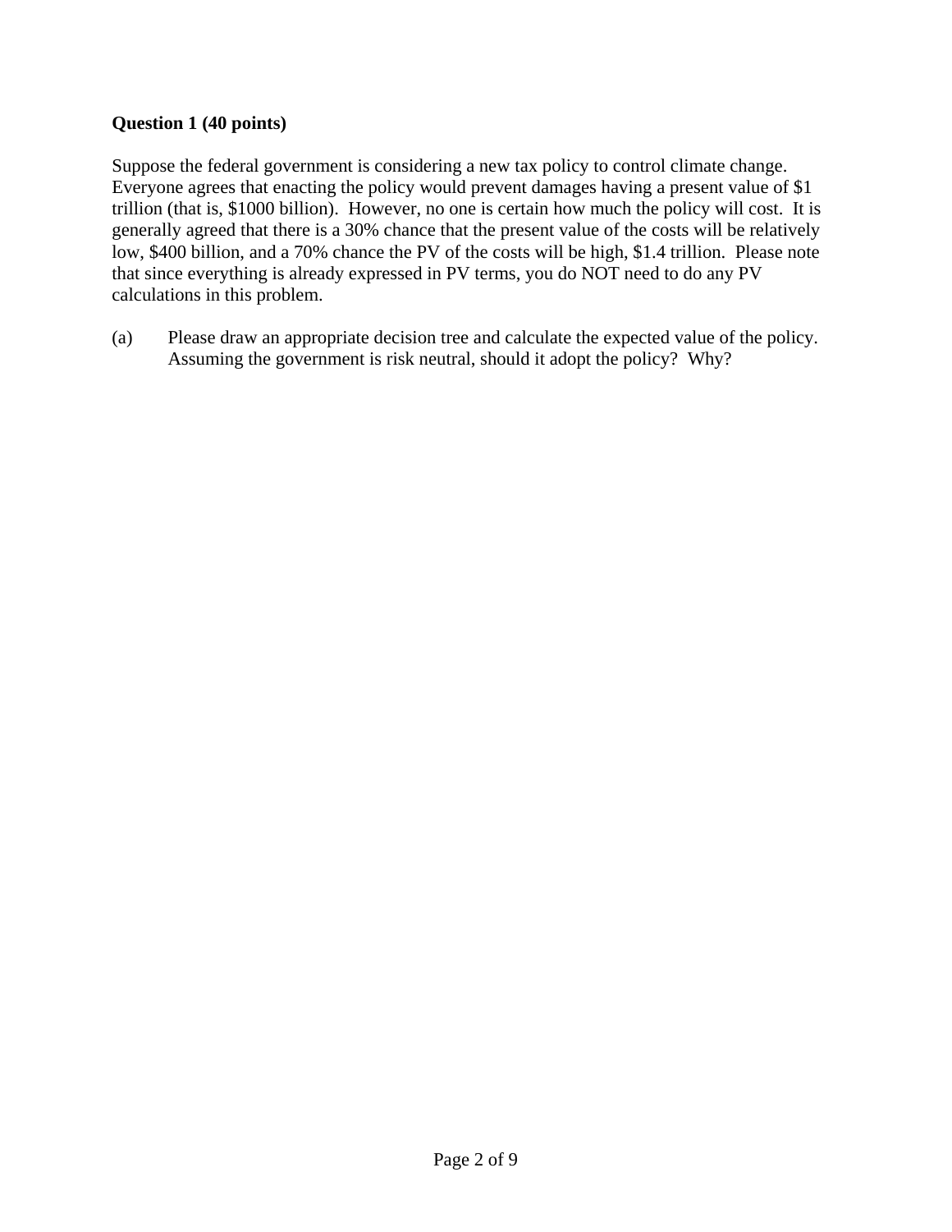**Question 1 (40 points)**

Suppose the federal government is considering a new tax policy to control climate change. Everyone agrees that enacting the policy would prevent damages having a present value of $1 trillion (that is, $1000 billion). However, no one is certain how much the policy will cost. It is generally agreed that there is a 30% chance that the present value of the costs will be relatively low, $400 billion, and a 70% chance the PV of the costs will be high, $1.4 trillion. Please note that since everything is already expressed in PV terms, you do NOT need to do any PV calculations in this problem.

(a) Please draw an appropriate decision tree and calculate the expected value of the policy. Assuming the government is risk neutral, should it adopt the policy? Why?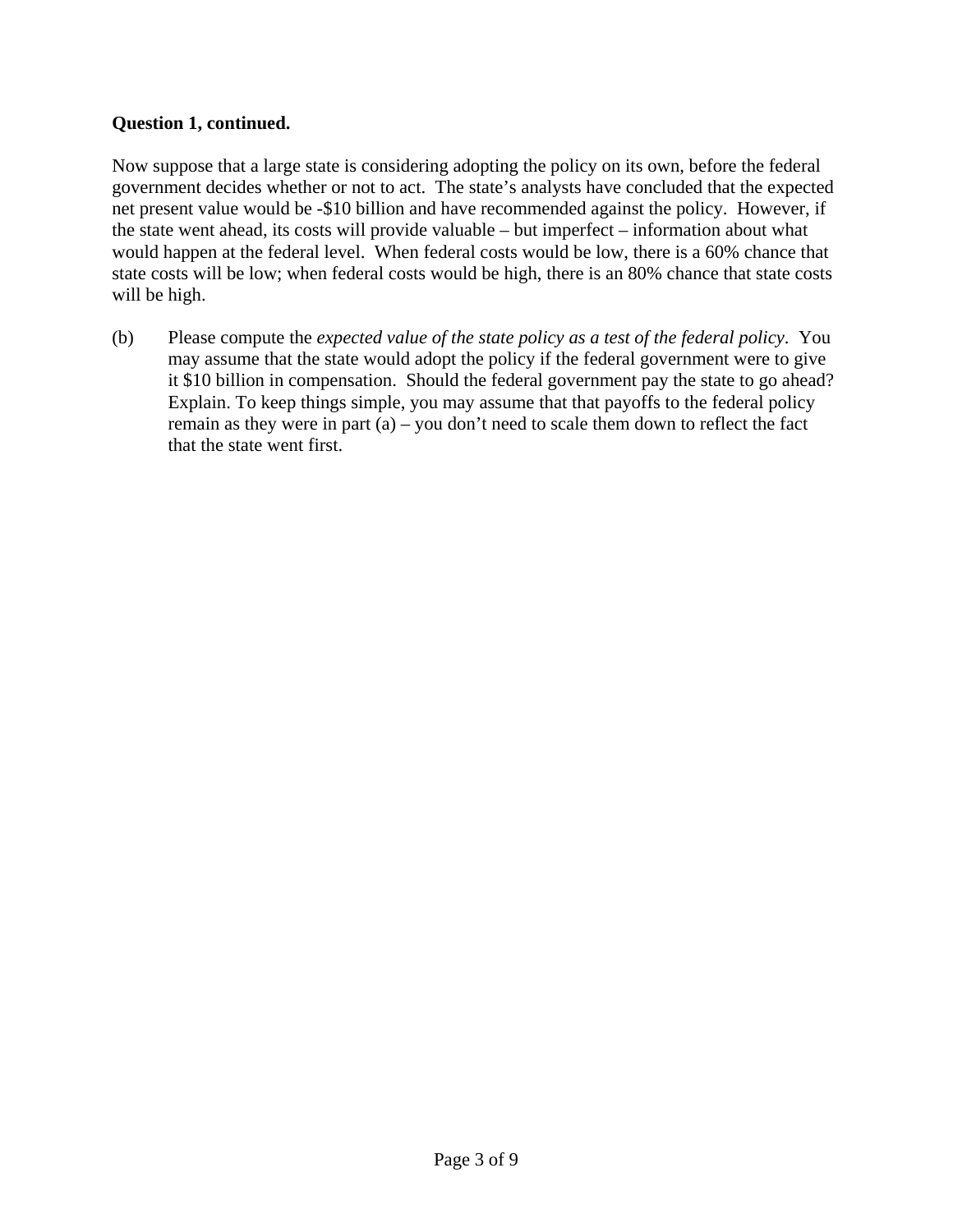**Question 1, continued.**

Now suppose that a large state is considering adopting the policy on its own, before the federal government decides whether or not to act. The state's analysts have concluded that the expected net present value would be -$10 billion and have recommended against the policy. However, if the state went ahead, its costs will provide valuable – but imperfect – information about what would happen at the federal level. When federal costs would be low, there is a 60% chance that state costs will be low; when federal costs would be high, there is an 80% chance that state costs will be high.

(b) Please compute the *expected value of the state policy as a test of the federal policy*. You may assume that the state would adopt the policy if the federal government were to give it $10 billion in compensation. Should the federal government pay the state to go ahead? Explain. To keep things simple, you may assume that that payoffs to the federal policy remain as they were in part (a) – you don't need to scale them down to reflect the fact that the state went first.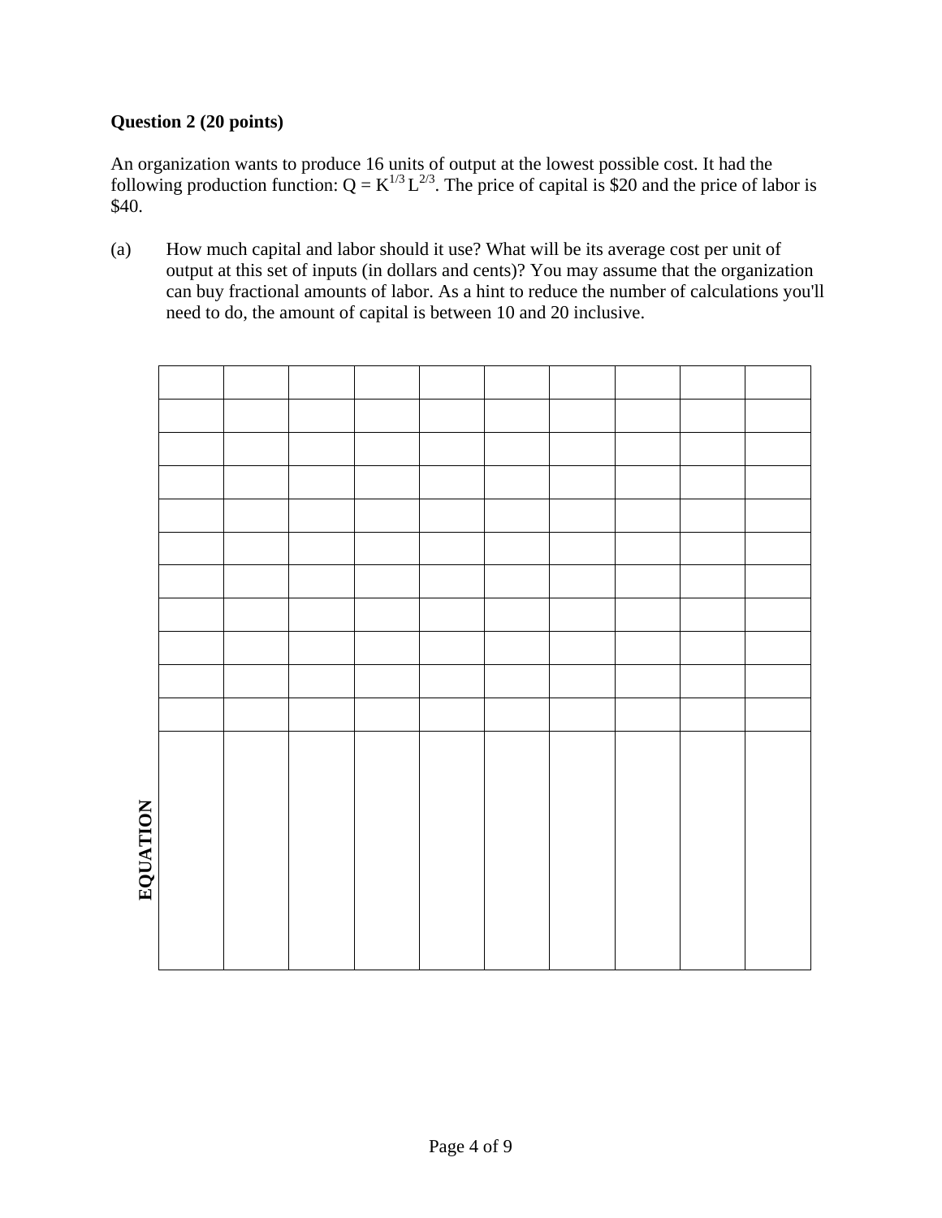**Question 2 (20 points)**

An organization wants to produce 16 units of output at the lowest possible cost. It had the following production function: $Q = K^{1/3} L^{2/3}$. The price of capital is \$20 and the price of labor is \$40.

(a) How much capital and labor should it use? What will be its average cost per unit of output at this set of inputs (in dollars and cents)? You may assume that the organization can buy fractional amounts of labor. As a hint to reduce the number of calculations you'll need to do, the amount of capital is between 10 and 20 inclusive.

| | | | | | | | | | |
|---|---|---|---|---|---|---|---|---|---|
| | | | | | | | | | |
| | | | | | | | | | |
| | | | | | | | | | |
| | | | | | | | | | |
| | | | | | | | | | |
| | | | | | | | | | |
| | | | | | | | | | |
| | | | | | | | | | |
| | | | | | | | | | |
| | | | | | | | | | |
| **EQUATION** | | | | | | | | | |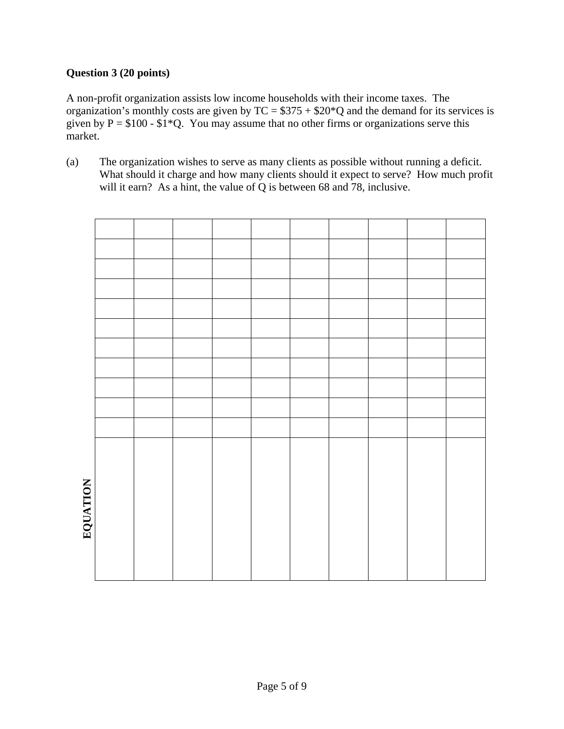**Question 3 (20 points)**

A non-profit organization assists low income households with their income taxes. The organization's monthly costs are given by TC = \$375 + \$20*Q and the demand for its services is given by P = \$100 - \$1*Q. You may assume that no other firms or organizations serve this market.

(a) The organization wishes to serve as many clients as possible without running a deficit. What should it charge and how many clients should it expect to serve? How much profit will it earn? As a hint, the value of Q is between 68 and 78, inclusive.

| | | | | | | | | | | |
|---|---|---|---|---|---|---|---|---|---|---|
| | | | | | | | | | | |
| | | | | | | | | | | |
| | | | | | | | | | | |
| | | | | | | | | | | |
| | | | | | | | | | | |
| | | | | | | | | | | |
| | | | | | | | | | | |
| | | | | | | | | | | |
| | | | | | | | | | | |
| | | | | | | | | | | |
| **EQUATION** | | | | | | | | | | |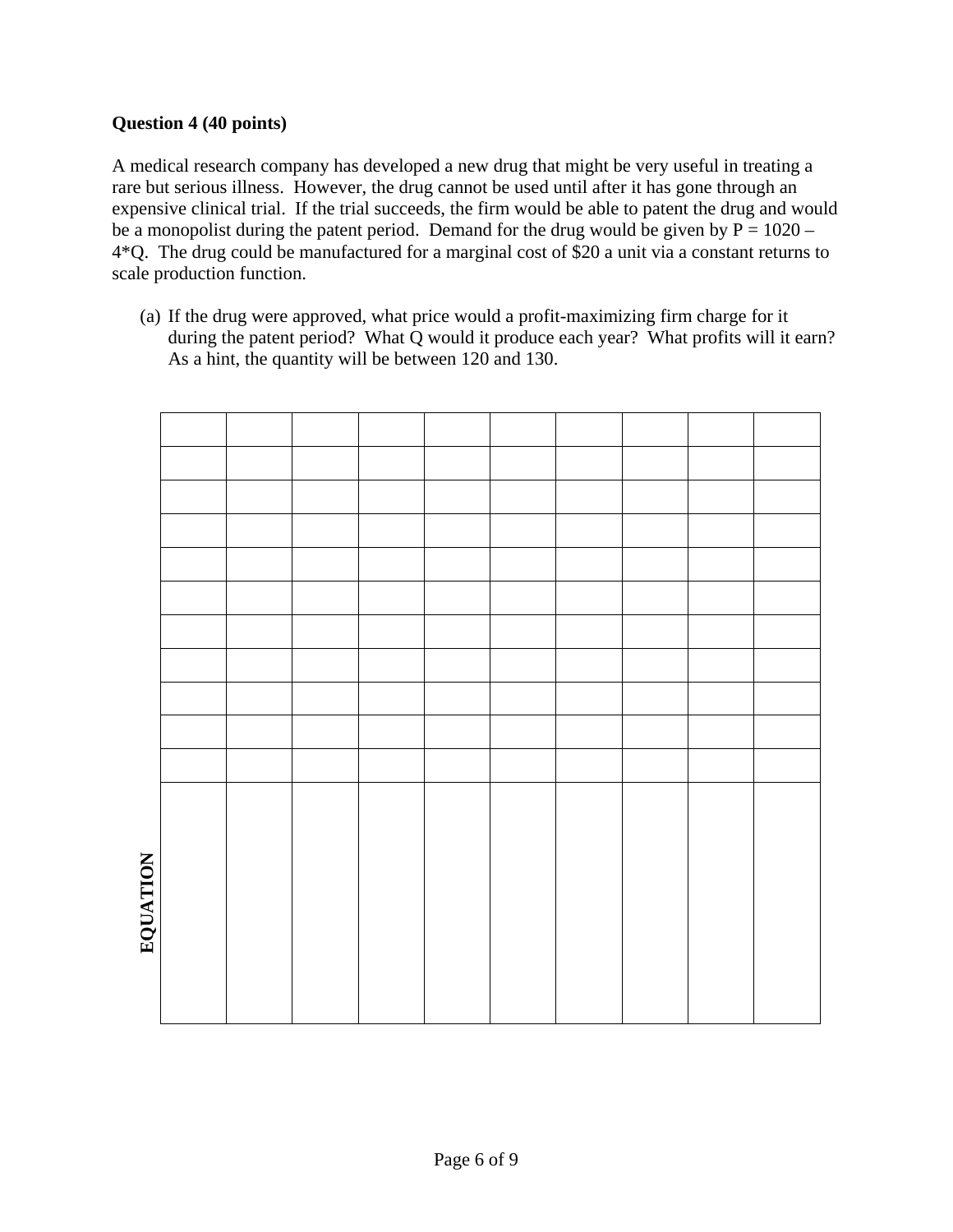**Question 4 (40 points)**

A medical research company has developed a new drug that might be very useful in treating a rare but serious illness. However, the drug cannot be used until after it has gone through an expensive clinical trial. If the trial succeeds, the firm would be able to patent the drug and would be a monopolist during the patent period. Demand for the drug would be given by $P = 1020 - 4*Q$. The drug could be manufactured for a marginal cost of \$20 a unit via a constant returns to scale production function.

(a) If the drug were approved, what price would a profit-maximizing firm charge for it during the patent period? What Q would it produce each year? What profits will it earn? As a hint, the quantity will be between 120 and 130.

| | | | | | | | | | |
|---|---|---|---|---|---|---|---|---|---|
| | | | | | | | | | |
| | | | | | | | | | |
| | | | | | | | | | |
| | | | | | | | | | |
| | | | | | | | | | |
| | | | | | | | | | |
| | | | | | | | | | |
| | | | | | | | | | |
| | | | | | | | | | |
| | | | | | | | | | |
| | | | | | | | | | |

**EQUATION**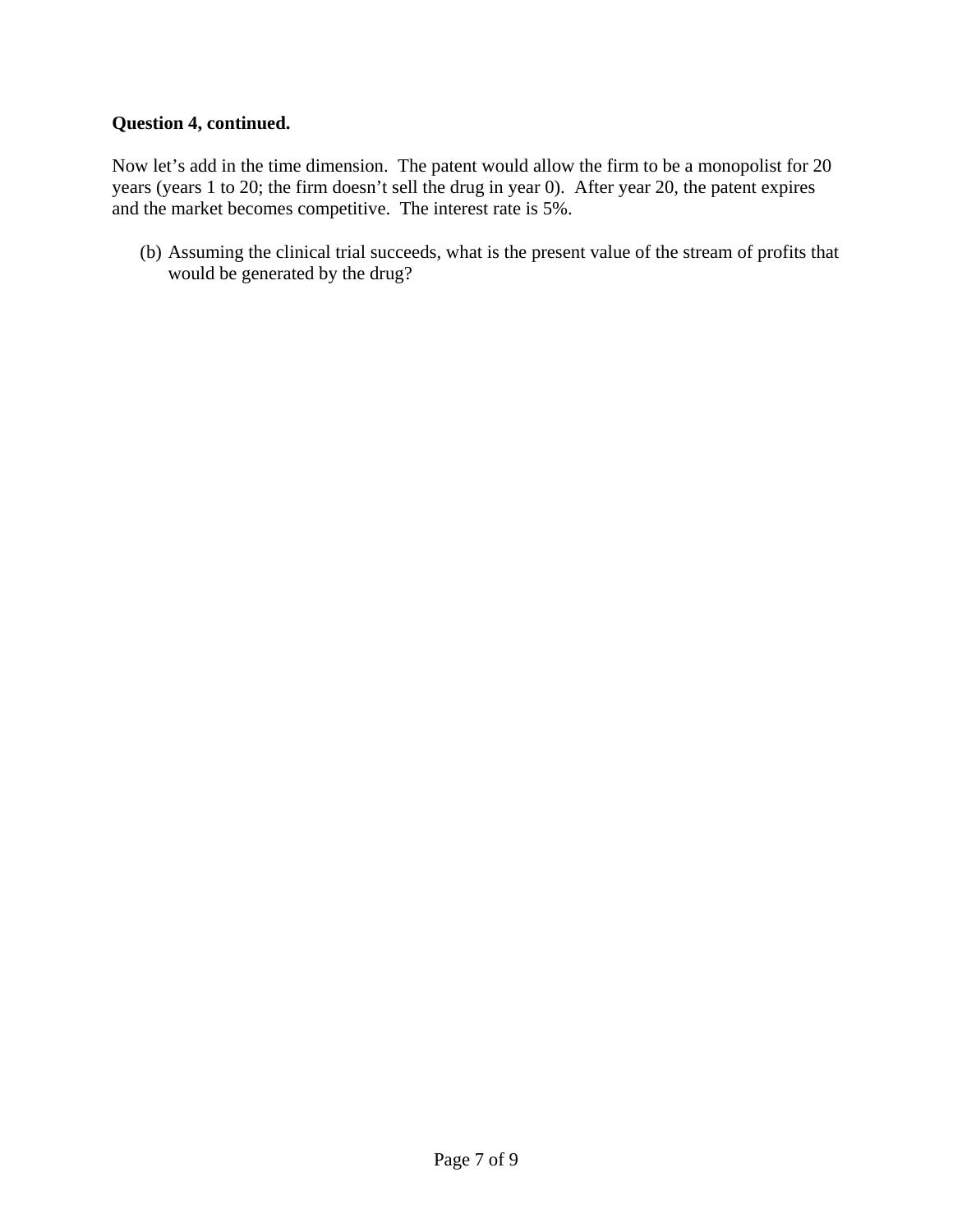**Question 4, continued.**

Now let's add in the time dimension. The patent would allow the firm to be a monopolist for 20 years (years 1 to 20; the firm doesn't sell the drug in year 0). After year 20, the patent expires and the market becomes competitive. The interest rate is 5%.

(b) Assuming the clinical trial succeeds, what is the present value of the stream of profits that would be generated by the drug?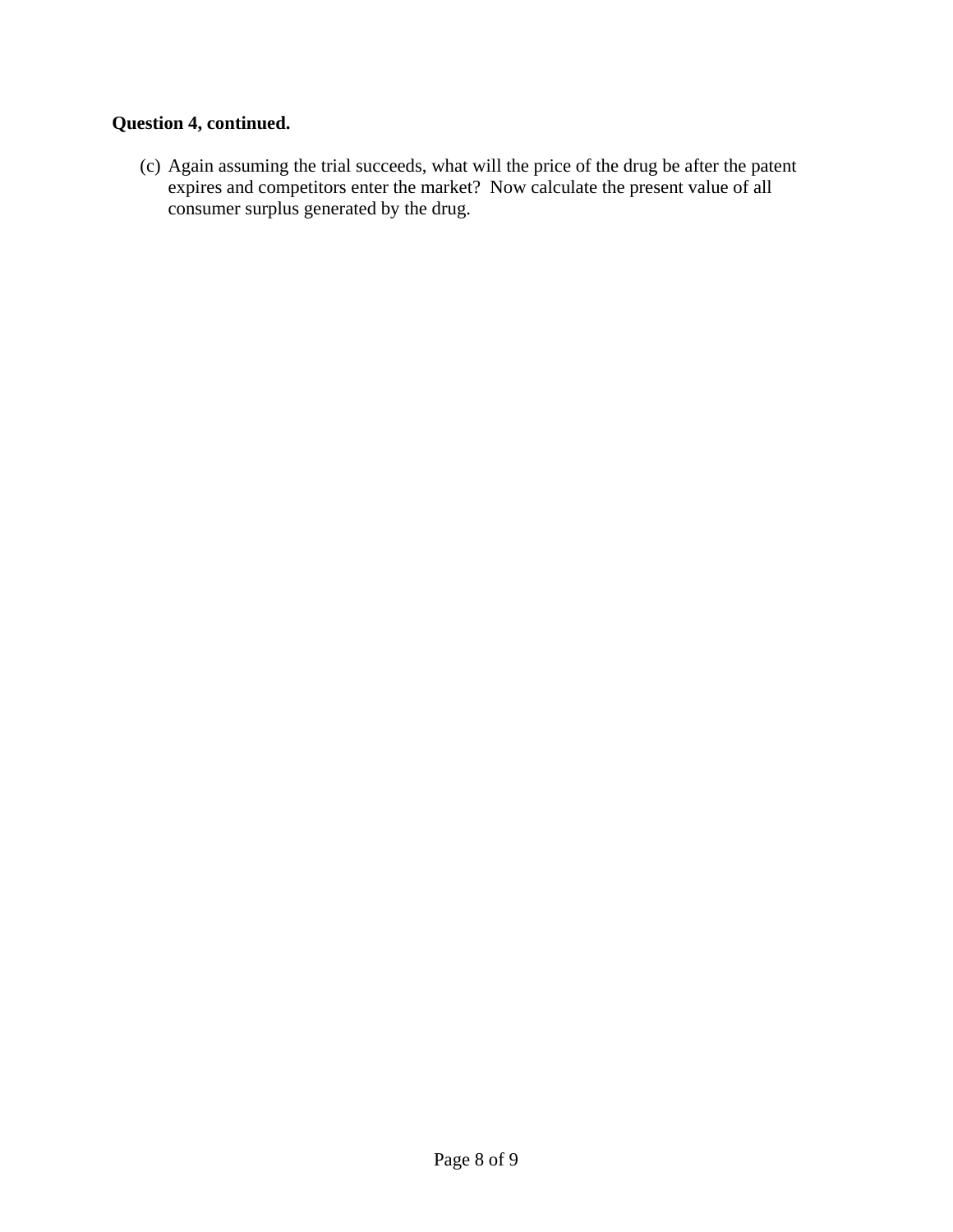**Question 4, continued.**

(c) Again assuming the trial succeeds, what will the price of the drug be after the patent expires and competitors enter the market? Now calculate the present value of all consumer surplus generated by the drug.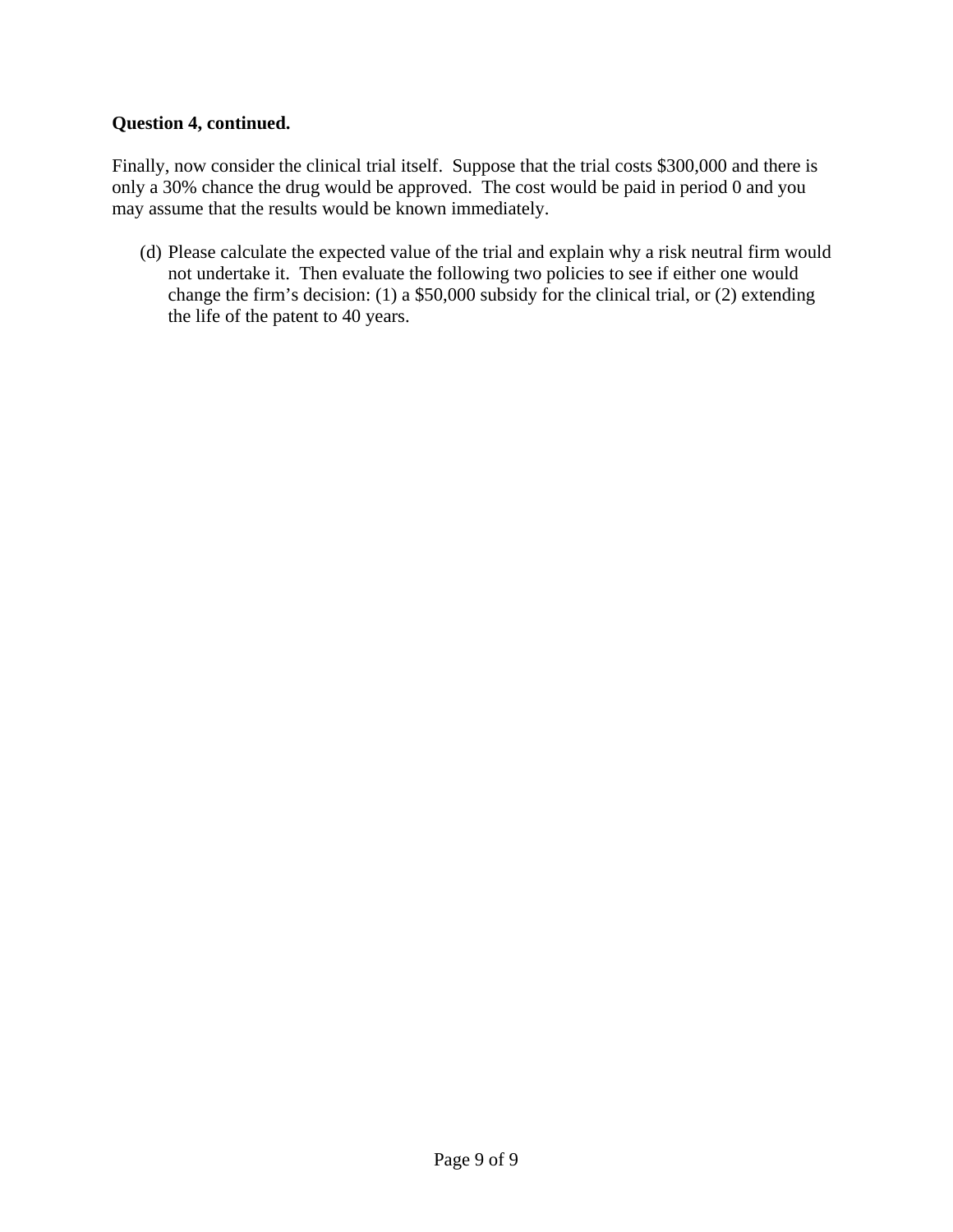**Question 4, continued.**

Finally, now consider the clinical trial itself. Suppose that the trial costs $300,000 and there is only a 30% chance the drug would be approved. The cost would be paid in period 0 and you may assume that the results would be known immediately.

(d) Please calculate the expected value of the trial and explain why a risk neutral firm would not undertake it. Then evaluate the following two policies to see if either one would change the firm's decision: (1) a $50,000 subsidy for the clinical trial, or (2) extending the life of the patent to 40 years.